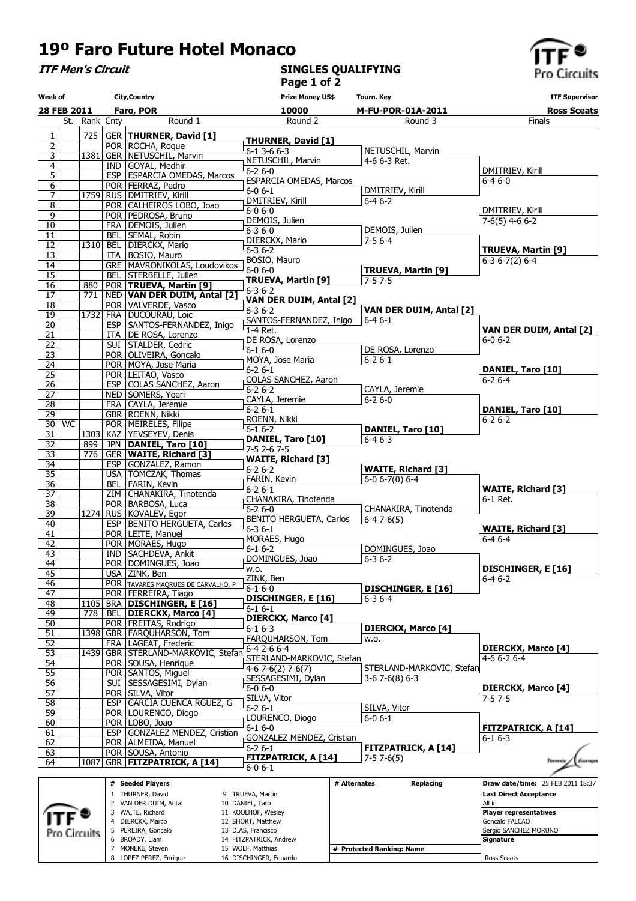# 19º Faro Future Hotel Monaco

***ITF Men's Circuit***

**SINGLES QUALIFYING**

| Week of | City,Country | Prize Money US$ | Tourn. Key | ITF Supervisor |
|---|---|---|---|---|
| 28 FEB 2011 | Faro, POR | 10000 | M-FU-POR-01A-2011 | Ross Sceats |

| # | St. | Rank | Cnty | Round 1 | Round 2 | Round 3 | Finals |
|---|---|---|---|---|---|---|---|
| 1 | | 725 | GER | **THURNER, David [1]** | | | |
| 2 | | | POR | ROCHA, Roque | **THURNER, David [1]** 6-1 3-6 6-3 | | |
| 3 | | 1381 | GER | NETUSCHIL, Marvin | | NETUSCHIL, Marvin 4-6 6-3 Ret. | |
| 4 | | | IND | GOYAL, Medhir | NETUSCHIL, Marvin 6-2 6-0 | | |
| 5 | | | ESP | ESPARCIA OMEDAS, Marcos | | | DMITRIEV, Kirill 6-4 6-0 |
| 6 | | | POR | FERRAZ, Pedro | ESPARCIA OMEDAS, Marcos 6-0 6-1 | | |
| 7 | | 1759 | RUS | DMITRIEV, Kirill | | DMITRIEV, Kirill 6-4 6-2 | |
| 8 | | | POR | CALHEIROS LOBO, Joao | DMITRIEV, Kirill 6-0 6-0 | | |
| 9 | | | POR | PEDROSA, Bruno | | | DMITRIEV, Kirill 7-6(5) 4-6 6-2 |
| 10 | | | FRA | DEMOIS, Julien | DEMOIS, Julien 6-3 6-0 | | |
| 11 | | | BEL | SEMAL, Robin | | DEMOIS, Julien 7-5 6-4 | |
| 12 | | 1310 | BEL | DIERCKX, Mario | DIERCKX, Mario 6-3 6-2 | | |
| 13 | | | ITA | BOSIO, Mauro | | | **TRUEVA, Martin [9]** 6-3 6-7(2) 6-4 |
| 14 | | | GRE | MAVRONIKOLAS, Loudovikos | BOSIO, Mauro 6-0 6-0 | | |
| 15 | | | BEL | STERBELLE, Julien | | **TRUEVA, Martin [9]** 7-5 7-5 | |
| 16 | | 880 | POR | **TRUEVA, Martin [9]** | **TRUEVA, Martin [9]** 6-3 6-2 | | |
| 17 | | 771 | NED | **VAN DER DUIM, Antal [2]** | | | |
| 18 | | | POR | VALVERDE, Vasco | **VAN DER DUIM, Antal [2]** 6-3 6-2 | | |
| 19 | | 1732 | FRA | DUCOURAU, Loic | | **VAN DER DUIM, Antal [2]** 6-4 6-1 | |
| 20 | | | ESP | SANTOS-FERNANDEZ, Inigo | SANTOS-FERNANDEZ, Inigo 1-4 Ret. | | |
| 21 | | | ITA | DE ROSA, Lorenzo | | | **VAN DER DUIM, Antal [2]** 6-0 6-2 |
| 22 | | | SUI | STALDER, Cedric | DE ROSA, Lorenzo 6-1 6-0 | | |
| 23 | | | POR | OLIVEIRA, Goncalo | | DE ROSA, Lorenzo 6-2 6-1 | |
| 24 | | | POR | MOYA, Jose Maria | MOYA, Jose Maria 6-2 6-1 | | |
| 25 | | | POR | LEITAO, Vasco | | | **DANIEL, Taro [10]** 6-2 6-4 |
| 26 | | | ESP | COLAS SANCHEZ, Aaron | COLAS SANCHEZ, Aaron 6-2 6-2 | | |
| 27 | | | NED | SOMERS, Yoeri | | CAYLA, Jeremie 6-2 6-0 | |
| 28 | | | FRA | CAYLA, Jeremie | CAYLA, Jeremie 6-2 6-1 | | |
| 29 | | | GBR | ROENN, Nikki | | | **DANIEL, Taro [10]** 6-2 6-2 |
| 30 | WC | | POR | MEIRELES, Filipe | ROENN, Nikki 6-1 6-2 | | |
| 31 | | 1303 | KAZ | YEVSEYEV, Denis | | **DANIEL, Taro [10]** 6-4 6-3 | |
| 32 | | 899 | JPN | **DANIEL, Taro [10]** | **DANIEL, Taro [10]** 7-5 2-6 7-5 | | |
| 33 | | 776 | GER | **WAITE, Richard [3]** | | | |
| 34 | | | ESP | GONZALEZ, Ramon | **WAITE, Richard [3]** 6-2 6-2 | | |
| 35 | | | USA | TOMCZAK, Thomas | | **WAITE, Richard [3]** 6-0 6-7(0) 6-4 | |
| 36 | | | BEL | FARIN, Kevin | FARIN, Kevin 6-2 6-1 | | |
| 37 | | | ZIM | CHANAKIRA, Tinotenda | | | **WAITE, Richard [3]** 6-1 Ret. |
| 38 | | | POR | BARBOSA, Luca | CHANAKIRA, Tinotenda 6-2 6-0 | | |
| 39 | | 1274 | RUS | KOVALEV, Egor | | CHANAKIRA, Tinotenda 6-4 7-6(5) | |
| 40 | | | ESP | BENITO HERGUETA, Carlos | BENITO HERGUETA, Carlos 6-3 6-1 | | |
| 41 | | | POR | LEITE, Manuel | | | **WAITE, Richard [3]** 6-4 6-4 |
| 42 | | | POR | MORAES, Hugo | MORAES, Hugo 6-1 6-2 | | |
| 43 | | | IND | SACHDEVA, Ankit | | DOMINGUES, Joao 6-3 6-2 | |
| 44 | | | POR | DOMINGUES, Joao | DOMINGUES, Joao w.o. | | |
| 45 | | | USA | ZINK, Ben | | | **DISCHINGER, E [16]** 6-4 6-2 |
| 46 | | | POR | TAVARES MAQRUES DE CARVALHO, P | ZINK, Ben 6-1 6-0 | | |
| 47 | | | POR | FERREIRA, Tiago | | **DISCHINGER, E [16]** 6-3 6-4 | |
| 48 | | 1105 | BRA | **DISCHINGER, E [16]** | **DISCHINGER, E [16]** 6-1 6-1 | | |
| 49 | | 778 | BEL | **DIERCKX, Marco [4]** | | | |
| 50 | | | POR | FREITAS, Rodrigo | **DIERCKX, Marco [4]** 6-1 6-3 | | |
| 51 | | 1398 | GBR | FARQUHARSON, Tom | | **DIERCKX, Marco [4]** w.o. | |
| 52 | | | FRA | LAGEAT, Frederic | FARQUHARSON, Tom 6-4 2-6 6-4 | | |
| 53 | | 1439 | GBR | STERLAND-MARKOVIC, Stefan | | | **DIERCKX, Marco [4]** 4-6 6-2 6-4 |
| 54 | | | POR | SOUSA, Henrique | STERLAND-MARKOVIC, Stefan 4-6 7-6(2) 7-6(7) | | |
| 55 | | | POR | SANTOS, Miguel | | STERLAND-MARKOVIC, Stefan 3-6 7-6(8) 6-3 | |
| 56 | | | SUI | SESSAGESIMI, Dylan | SESSAGESIMI, Dylan 6-0 6-0 | | |
| 57 | | | POR | SILVA, Vitor | | | **DIERCKX, Marco [4]** 7-5 7-5 |
| 58 | | | ESP | GARCIA CUENCA RGUEZ, G | SILVA, Vitor 6-2 6-1 | | |
| 59 | | | POR | LOURENCO, Diogo | | SILVA, Vitor 6-0 6-1 | |
| 60 | | | POR | LOBO, Joao | LOURENCO, Diogo 6-1 6-0 | | |
| 61 | | | ESP | GONZALEZ MENDEZ, Cristian | | | **FITZPATRICK, A [14]** 6-1 6-3 |
| 62 | | | POR | ALMEIDA, Manuel | GONZALEZ MENDEZ, Cristian 6-2 6-1 | | |
| 63 | | | POR | SOUSA, Antonio | | **FITZPATRICK, A [14]** 7-5 7-6(5) | |
| 64 | | 1087 | GBR | **FITZPATRICK, A [14]** | **FITZPATRICK, A [14]** 6-0 6-1 | | |

| # | Seeded Players | # | Seeded Players |
|---|---|---|---|
| 1 | THURNER, David | 9 | TRUEVA, Martin |
| 2 | VAN DER DUIM, Antal | 10 | DANIEL, Taro |
| 3 | WAITE, Richard | 11 | KOOLHOF, Wesley |
| 4 | DIERCKX, Marco | 12 | SHORT, Matthew |
| 5 | PEREIRA, Goncalo | 13 | DIAS, Francisco |
| 6 | BROADY, Liam | 14 | FITZPATRICK, Andrew |
| 7 | MONEKE, Steven | 15 | WOLF, Matthias |
| 8 | LOPEZ-PEREZ, Enrique | 16 | DISCHINGER, Eduardo |

| # Alternates | Replacing |
|---|---|
| | |

**# Protected Ranking: Name**

**Draw date/time:** 25 FEB 2011 18:37

**Last Direct Acceptance**
All in

**Player representatives**
Goncalo FALCAO
Sergio SANCHEZ MORUNO

**Signature**
Ross Sceats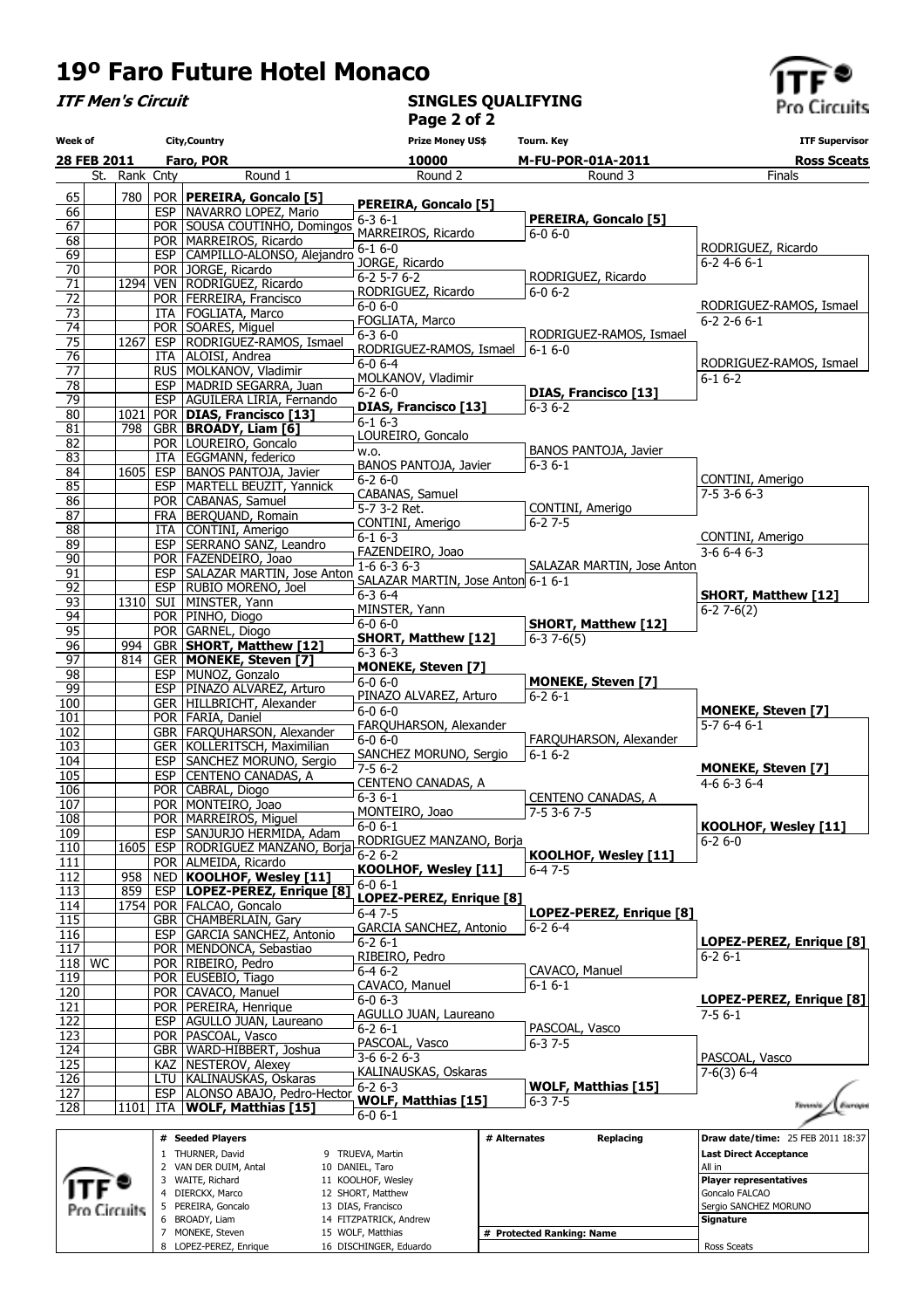# 19º Faro Future Hotel Monaco

***ITF Men's Circuit***

**SINGLES QUALIFYING**

| Week of | City,Country | Prize Money US$ | Tourn. Key | ITF Supervisor |
|---|---|---|---|---|
| 28 FEB 2011 | Faro, POR | 10000 | M-FU-POR-01A-2011 | Ross Sceats |

| # | St. | Rank | Cnty | Round 1 | Round 2 | Round 3 | Finals |
|---|---|---|---|---|---|---|---|
| 65 | | 780 | POR | **PEREIRA, Goncalo [5]** | **PEREIRA, Goncalo [5]** | | |
| 66 | | | ESP | NAVARRO LOPEZ, Mario | 6-3 6-1 | **PEREIRA, Goncalo [5]** | |
| 67 | | | POR | SOUSA COUTINHO, Domingos | MARREIROS, Ricardo | 6-0 6-0 | |
| 68 | | | POR | MARREIROS, Ricardo | 6-1 6-0 | | RODRIGUEZ, Ricardo |
| 69 | | | ESP | CAMPILLO-ALONSO, Alejandro | JORGE, Ricardo | | 6-2 4-6 6-1 |
| 70 | | | POR | JORGE, Ricardo | 6-2 5-7 6-2 | RODRIGUEZ, Ricardo | |
| 71 | | 1294 | VEN | RODRIGUEZ, Ricardo | RODRIGUEZ, Ricardo | 6-0 6-2 | |
| 72 | | | POR | FERREIRA, Francisco | 6-0 6-0 | | RODRIGUEZ-RAMOS, Ismael |
| 73 | | | ITA | FOGLIATA, Marco | FOGLIATA, Marco | | 6-2 2-6 6-1 |
| 74 | | | POR | SOARES, Miguel | 6-3 6-0 | RODRIGUEZ-RAMOS, Ismael | |
| 75 | | 1267 | ESP | RODRIGUEZ-RAMOS, Ismael | RODRIGUEZ-RAMOS, Ismael | 6-1 6-0 | |
| 76 | | | ITA | ALOISI, Andrea | 6-0 6-4 | | RODRIGUEZ-RAMOS, Ismael |
| 77 | | | RUS | MOLKANOV, Vladimir | MOLKANOV, Vladimir | | 6-1 6-2 |
| 78 | | | ESP | MADRID SEGARRA, Juan | 6-2 6-0 | **DIAS, Francisco [13]** | |
| 79 | | | ESP | AGUILERA LIRIA, Fernando | **DIAS, Francisco [13]** | 6-3 6-2 | |
| 80 | | 1021 | POR | **DIAS, Francisco [13]** | 6-1 6-3 | | |
| 81 | | 798 | GBR | **BROADY, Liam [6]** | LOUREIRO, Goncalo | | |
| 82 | | | POR | LOUREIRO, Goncalo | w.o. | BANOS PANTOJA, Javier | |
| 83 | | | ITA | EGGMANN, federico | BANOS PANTOJA, Javier | 6-3 6-1 | |
| 84 | | 1605 | ESP | BANOS PANTOJA, Javier | 6-2 6-0 | | CONTINI, Amerigo |
| 85 | | | ESP | MARTELL BEUZIT, Yannick | CABANAS, Samuel | | 7-5 3-6 6-3 |
| 86 | | | POR | CABANAS, Samuel | 5-7 3-2 Ret. | CONTINI, Amerigo | |
| 87 | | | FRA | BERQUAND, Romain | CONTINI, Amerigo | 6-2 7-5 | |
| 88 | | | ITA | CONTINI, Amerigo | 6-1 6-3 | | CONTINI, Amerigo |
| 89 | | | ESP | SERRANO SANZ, Leandro | FAZENDEIRO, Joao | | 3-6 6-4 6-3 |
| 90 | | | POR | FAZENDEIRO, Joao | 1-6 6-3 6-3 | SALAZAR MARTIN, Jose Anton | |
| 91 | | | ESP | SALAZAR MARTIN, Jose Anton | SALAZAR MARTIN, Jose Anton | 6-1 6-1 | |
| 92 | | | ESP | RUBIO MORENO, Joel | 6-3 6-4 | | **SHORT, Matthew [12]** |
| 93 | | 1310 | SUI | MINSTER, Yann | MINSTER, Yann | | 6-2 7-6(2) |
| 94 | | | POR | PINHO, Diogo | 6-0 6-0 | **SHORT, Matthew [12]** | |
| 95 | | | POR | GARNEL, Diogo | **SHORT, Matthew [12]** | 6-3 7-6(5) | |
| 96 | | 994 | GBR | **SHORT, Matthew [12]** | 6-3 6-3 | | |
| 97 | | 814 | GER | **MONEKE, Steven [7]** | **MONEKE, Steven [7]** | | |
| 98 | | | ESP | MUNOZ, Gonzalo | 6-0 6-0 | **MONEKE, Steven [7]** | |
| 99 | | | ESP | PINAZO ALVAREZ, Arturo | PINAZO ALVAREZ, Arturo | 6-2 6-1 | |
| 100 | | | GER | HILLBRICHT, Alexander | 6-0 6-0 | | **MONEKE, Steven [7]** |
| 101 | | | POR | FARIA, Daniel | FARQUHARSON, Alexander | | 5-7 6-4 6-1 |
| 102 | | | GBR | FARQUHARSON, Alexander | 6-0 6-0 | FARQUHARSON, Alexander | |
| 103 | | | GER | KOLLERITSCH, Maximilian | SANCHEZ MORUNO, Sergio | 6-1 6-2 | |
| 104 | | | ESP | SANCHEZ MORUNO, Sergio | 7-5 6-2 | | **MONEKE, Steven [7]** |
| 105 | | | ESP | CENTENO CANADAS, A | CENTENO CANADAS, A | | 4-6 6-3 6-4 |
| 106 | | | POR | CABRAL, Diogo | 6-3 6-1 | CENTENO CANADAS, A | |
| 107 | | | POR | MONTEIRO, Joao | MONTEIRO, Joao | 7-5 3-6 7-5 | |
| 108 | | | POR | MARREIROS, Miguel | 6-0 6-1 | | **KOOLHOF, Wesley [11]** |
| 109 | | | ESP | SANJURJO HERMIDA, Adam | RODRIGUEZ MANZANO, Borja | | 6-2 6-0 |
| 110 | | 1605 | ESP | RODRIGUEZ MANZANO, Borja | 6-2 6-2 | **KOOLHOF, Wesley [11]** | |
| 111 | | | POR | ALMEIDA, Ricardo | **KOOLHOF, Wesley [11]** | 6-4 7-5 | |
| 112 | | 958 | NED | **KOOLHOF, Wesley [11]** | 6-0 6-1 | | |
| 113 | | 859 | ESP | **LOPEZ-PEREZ, Enrique [8]** | **LOPEZ-PEREZ, Enrique [8]** | | |
| 114 | | 1754 | POR | FALCAO, Goncalo | 6-4 7-5 | **LOPEZ-PEREZ, Enrique [8]** | |
| 115 | | | GBR | CHAMBERLAIN, Gary | GARCIA SANCHEZ, Antonio | 6-2 6-4 | |
| 116 | | | ESP | GARCIA SANCHEZ, Antonio | 6-2 6-1 | | **LOPEZ-PEREZ, Enrique [8]** |
| 117 | | | POR | MENDONCA, Sebastiao | RIBEIRO, Pedro | | 6-2 6-1 |
| 118 | WC | | POR | RIBEIRO, Pedro | 6-4 6-2 | CAVACO, Manuel | |
| 119 | | | POR | EUSEBIO, Tiago | CAVACO, Manuel | 6-1 6-1 | |
| 120 | | | POR | CAVACO, Manuel | 6-0 6-3 | | **LOPEZ-PEREZ, Enrique [8]** |
| 121 | | | POR | PEREIRA, Henrique | AGULLO JUAN, Laureano | | 7-5 6-1 |
| 122 | | | ESP | AGULLO JUAN, Laureano | 6-2 6-1 | PASCOAL, Vasco | |
| 123 | | | POR | PASCOAL, Vasco | PASCOAL, Vasco | 6-3 7-5 | |
| 124 | | | GBR | WARD-HIBBERT, Joshua | 3-6 6-2 6-3 | | PASCOAL, Vasco |
| 125 | | | KAZ | NESTEROV, Alexey | KALINAUSKAS, Oskaras | | 7-6(3) 6-4 |
| 126 | | | LTU | KALINAUSKAS, Oskaras | 6-2 6-3 | **WOLF, Matthias [15]** | |
| 127 | | | ESP | ALONSO ABAJO, Pedro-Hector | **WOLF, Matthias [15]** | 6-3 7-5 | |
| 128 | | 1101 | ITA | **WOLF, Matthias [15]** | 6-0 6-1 | | |

| # Seeded Players | | # Alternates | Replacing | Draw date/time: 25 FEB 2011 18:37 |
|---|---|---|---|---|
| 1 THURNER, David | 9 TRUEVA, Martin | | | **Last Direct Acceptance** |
| 2 VAN DER DUIM, Antal | 10 DANIEL, Taro | | | All in |
| 3 WAITE, Richard | 11 KOOLHOF, Wesley | | | **Player representatives** |
| 4 DIERCKX, Marco | 12 SHORT, Matthew | | | Goncalo FALCAO |
| 5 PEREIRA, Goncalo | 13 DIAS, Francisco | | | Sergio SANCHEZ MORUNO |
| 6 BROADY, Liam | 14 FITZPATRICK, Andrew | | | **Signature** |
| 7 MONEKE, Steven | 15 WOLF, Matthias | # Protected Ranking: Name | | |
| 8 LOPEZ-PEREZ, Enrique | 16 DISCHINGER, Eduardo | | | Ross Sceats |